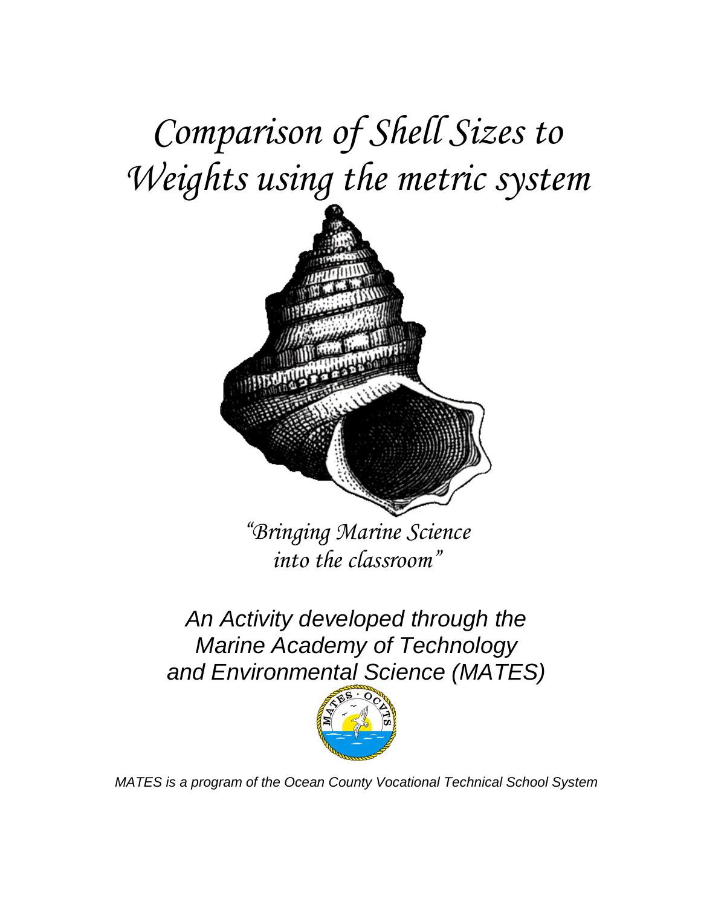# Comparison of Shell Sizes to Weights using the metric system

*"Bringing Marine Science into the classroom"*

*An Activity developed through the Marine Academy of Technology and Environmental Science (MATES)*

*MATES is a program of the Ocean County Vocational Technical School System*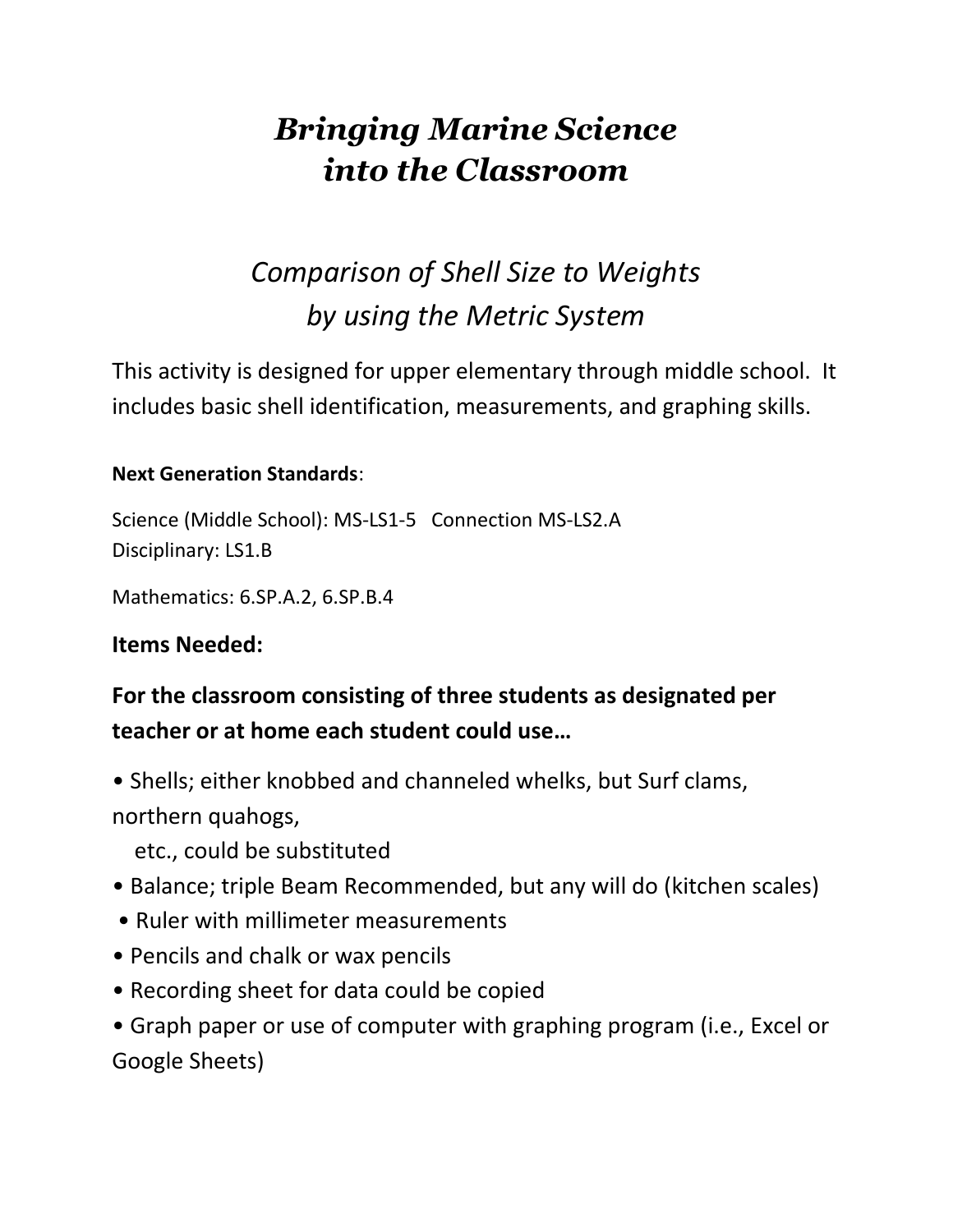# *Bringing Marine Science into the Classroom*

## *Comparison of Shell Size to Weights by using the Metric System*

This activity is designed for upper elementary through middle school. It includes basic shell identification, measurements, and graphing skills.

**Next Generation Standards**:

Science (Middle School): MS-LS1-5 Connection MS-LS2.A
Disciplinary: LS1.B

Mathematics: 6.SP.A.2, 6.SP.B.4

### Items Needed:

**For the classroom consisting of three students as designated per teacher or at home each student could use…**

- Shells; either knobbed and channeled whelks, but Surf clams, northern quahogs,
  etc., could be substituted
- Balance; triple Beam Recommended, but any will do (kitchen scales)
- Ruler with millimeter measurements
- Pencils and chalk or wax pencils
- Recording sheet for data could be copied
- Graph paper or use of computer with graphing program (i.e., Excel or Google Sheets)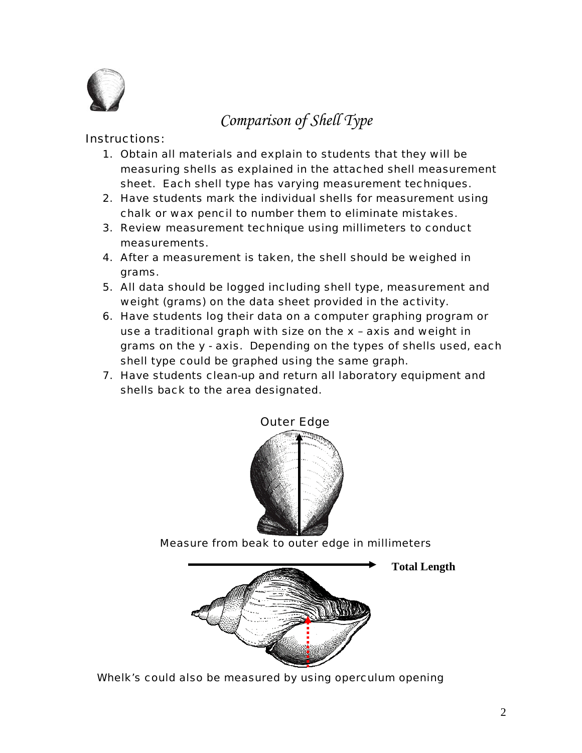# *Comparison of Shell Type*

Instructions:

1. Obtain all materials and explain to students that they will be measuring shells as explained in the attached shell measurement sheet. Each shell type has varying measurement techniques.
2. Have students mark the individual shells for measurement using chalk or wax pencil to number them to eliminate mistakes.
3. Review measurement technique using millimeters to conduct measurements.
4. After a measurement is taken, the shell should be weighed in grams.
5. All data should be logged including shell type, measurement and weight (grams) on the data sheet provided in the activity.
6. Have students log their data on a computer graphing program or use a traditional graph with size on the x – axis and weight in grams on the y - axis. Depending on the types of shells used, each shell type could be graphed using the same graph.
7. Have students clean-up and return all laboratory equipment and shells back to the area designated.

Outer Edge

Measure from beak to outer edge in millimeters

**Total Length**

Whelk's could also be measured by using operculum opening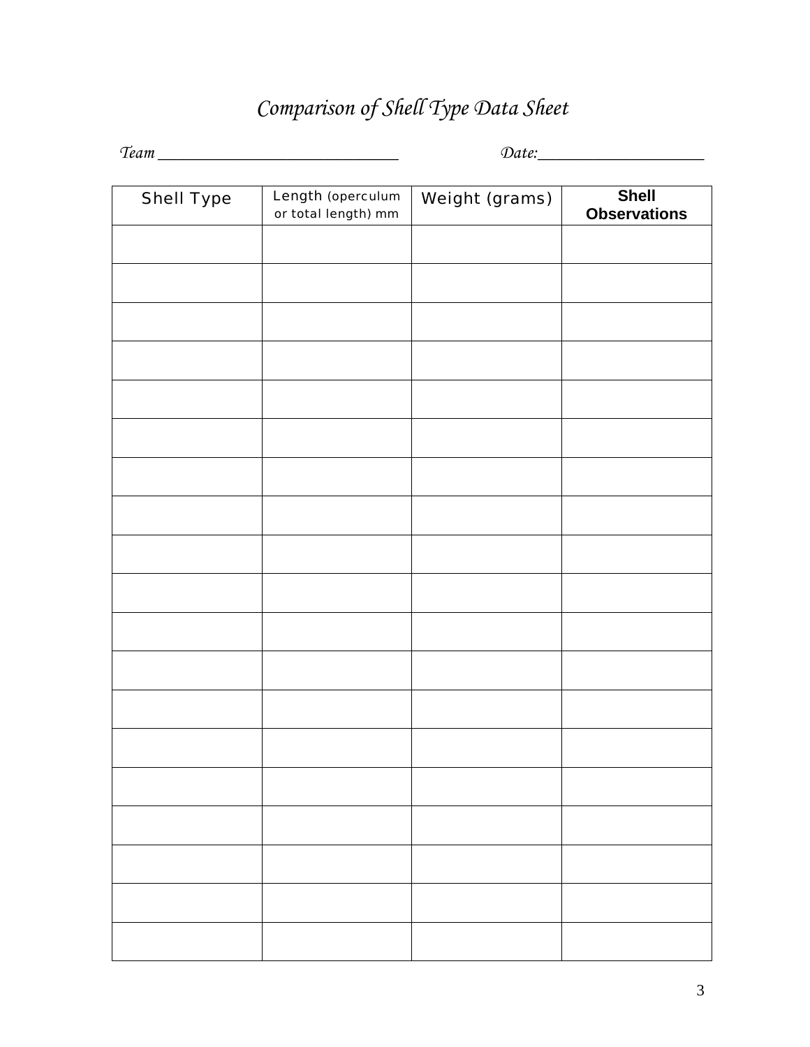*Comparison of Shell Type Data Sheet*

*Team* ______________________________ *Date:*____________________

| Shell Type | Length (operculum or total length) mm | Weight (grams) | **Shell Observations** |
|---|---|---|---|
| | | | |
| | | | |
| | | | |
| | | | |
| | | | |
| | | | |
| | | | |
| | | | |
| | | | |
| | | | |
| | | | |
| | | | |
| | | | |
| | | | |
| | | | |
| | | | |
| | | | |
| | | | |
| | | | |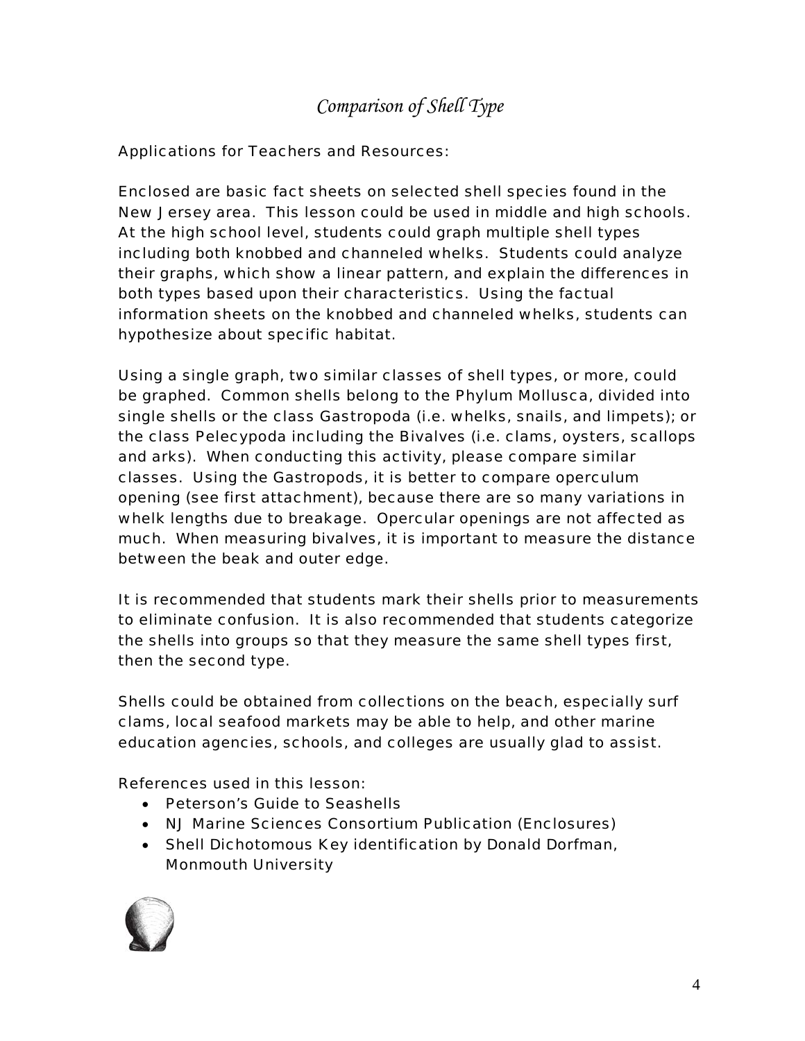# *Comparison of Shell Type*

Applications for Teachers and Resources:

Enclosed are basic fact sheets on selected shell species found in the New Jersey area. This lesson could be used in middle and high schools. At the high school level, students could graph multiple shell types including both knobbed and channeled whelks. Students could analyze their graphs, which show a linear pattern, and explain the differences in both types based upon their characteristics. Using the factual information sheets on the knobbed and channeled whelks, students can hypothesize about specific habitat.

Using a single graph, two similar classes of shell types, or more, could be graphed. Common shells belong to the Phylum Mollusca, divided into single shells or the class Gastropoda (i.e. whelks, snails, and limpets); or the class Pelecypoda including the Bivalves (i.e. clams, oysters, scallops and arks). When conducting this activity, please compare similar classes. Using the Gastropods, it is better to compare operculum opening (see first attachment), because there are so many variations in whelk lengths due to breakage. Opercular openings are not affected as much. When measuring bivalves, it is important to measure the distance between the beak and outer edge.

It is recommended that students mark their shells prior to measurements to eliminate confusion. It is also recommended that students categorize the shells into groups so that they measure the same shell types first, then the second type.

Shells could be obtained from collections on the beach, especially surf clams, local seafood markets may be able to help, and other marine education agencies, schools, and colleges are usually glad to assist.

References used in this lesson:

- Peterson's Guide to Seashells
- NJ Marine Sciences Consortium Publication (Enclosures)
- Shell Dichotomous Key identification by Donald Dorfman, Monmouth University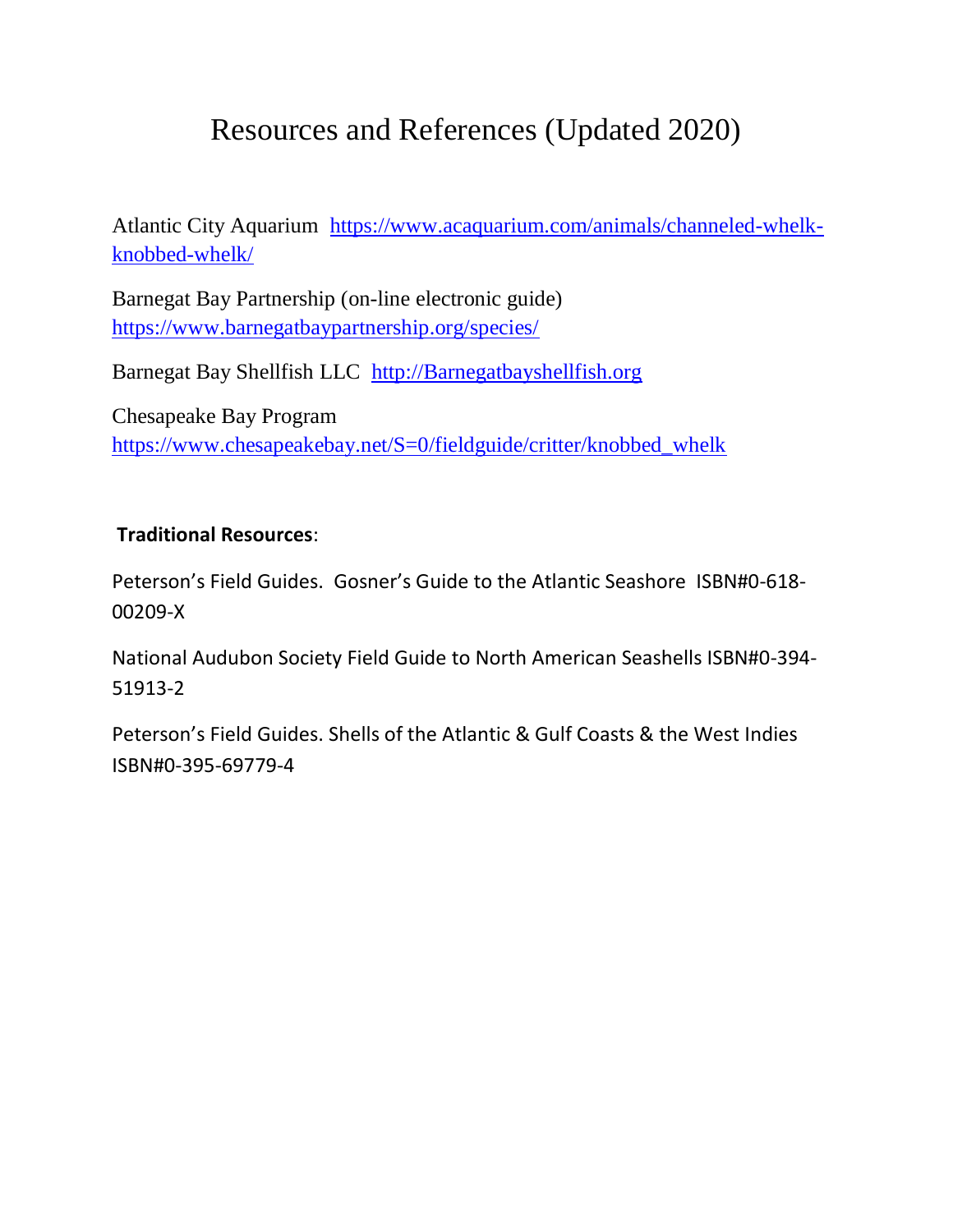# Resources and References (Updated 2020)

Atlantic City Aquarium https://www.acaquarium.com/animals/channeled-whelk-knobbed-whelk/

Barnegat Bay Partnership (on-line electronic guide) https://www.barnegatbaypartnership.org/species/

Barnegat Bay Shellfish LLC http://Barnegatbayshellfish.org

Chesapeake Bay Program https://www.chesapeakebay.net/S=0/fieldguide/critter/knobbed_whelk

**Traditional Resources**:

Peterson's Field Guides. Gosner's Guide to the Atlantic Seashore ISBN#0-618-00209-X

National Audubon Society Field Guide to North American Seashells ISBN#0-394-51913-2

Peterson's Field Guides. Shells of the Atlantic & Gulf Coasts & the West Indies ISBN#0-395-69779-4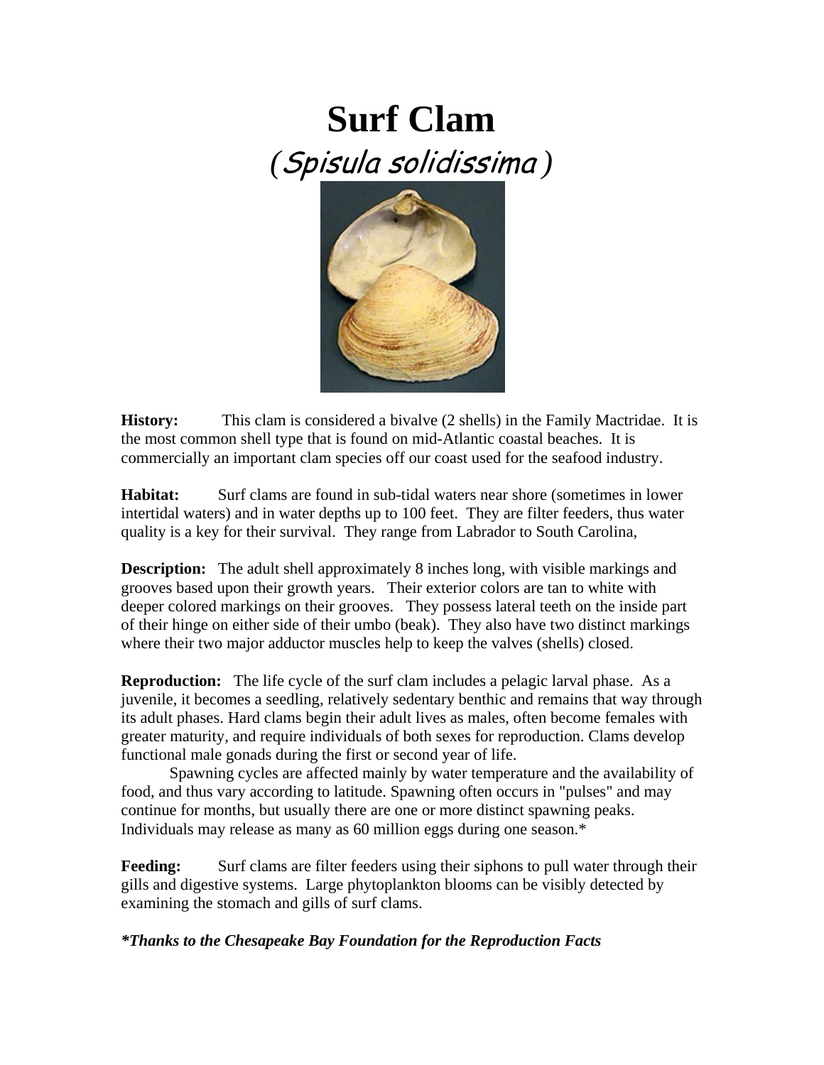# Surf Clam

## *(Spisula solidissima)*

**History:** This clam is considered a bivalve (2 shells) in the Family Mactridae. It is the most common shell type that is found on mid-Atlantic coastal beaches. It is commercially an important clam species off our coast used for the seafood industry.

**Habitat:** Surf clams are found in sub-tidal waters near shore (sometimes in lower intertidal waters) and in water depths up to 100 feet. They are filter feeders, thus water quality is a key for their survival. They range from Labrador to South Carolina,

**Description:** The adult shell approximately 8 inches long, with visible markings and grooves based upon their growth years. Their exterior colors are tan to white with deeper colored markings on their grooves. They possess lateral teeth on the inside part of their hinge on either side of their umbo (beak). They also have two distinct markings where their two major adductor muscles help to keep the valves (shells) closed.

**Reproduction:** The life cycle of the surf clam includes a pelagic larval phase. As a juvenile, it becomes a seedling, relatively sedentary benthic and remains that way through its adult phases. Hard clams begin their adult lives as males, often become females with greater maturity, and require individuals of both sexes for reproduction. Clams develop functional male gonads during the first or second year of life.

Spawning cycles are affected mainly by water temperature and the availability of food, and thus vary according to latitude. Spawning often occurs in "pulses" and may continue for months, but usually there are one or more distinct spawning peaks. Individuals may release as many as 60 million eggs during one season.*

**Feeding:** Surf clams are filter feeders using their siphons to pull water through their gills and digestive systems. Large phytoplankton blooms can be visibly detected by examining the stomach and gills of surf clams.

***Thanks to the Chesapeake Bay Foundation for the Reproduction Facts***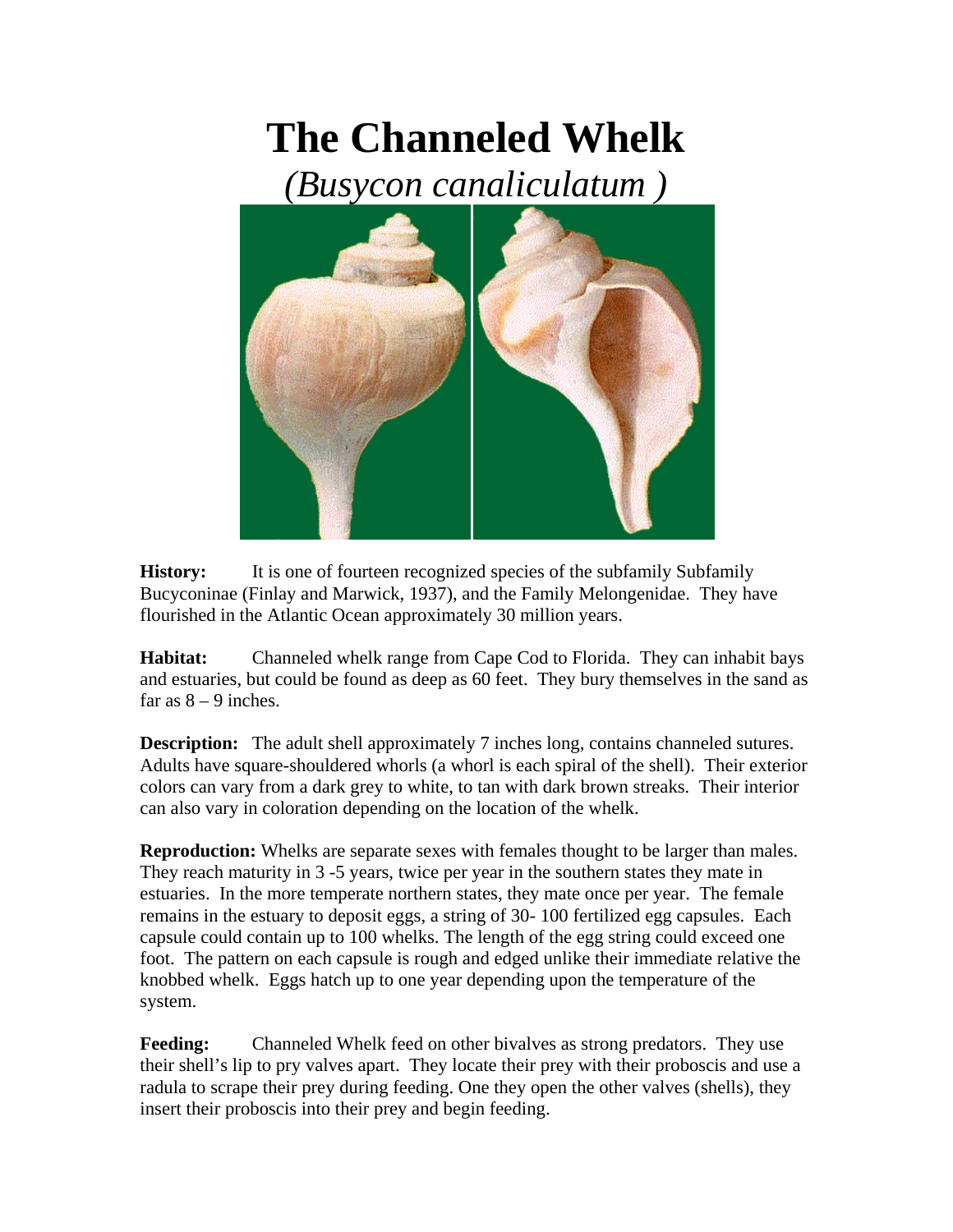# The Channeled Whelk

*(Busycon canaliculatum )*

**History:** It is one of fourteen recognized species of the subfamily Subfamily Bucyconinae (Finlay and Marwick, 1937), and the Family Melongenidae. They have flourished in the Atlantic Ocean approximately 30 million years.

**Habitat:** Channeled whelk range from Cape Cod to Florida. They can inhabit bays and estuaries, but could be found as deep as 60 feet. They bury themselves in the sand as far as 8 – 9 inches.

**Description:** The adult shell approximately 7 inches long, contains channeled sutures. Adults have square-shouldered whorls (a whorl is each spiral of the shell). Their exterior colors can vary from a dark grey to white, to tan with dark brown streaks. Their interior can also vary in coloration depending on the location of the whelk.

**Reproduction:** Whelks are separate sexes with females thought to be larger than males. They reach maturity in 3 -5 years, twice per year in the southern states they mate in estuaries. In the more temperate northern states, they mate once per year. The female remains in the estuary to deposit eggs, a string of 30- 100 fertilized egg capsules. Each capsule could contain up to 100 whelks. The length of the egg string could exceed one foot. The pattern on each capsule is rough and edged unlike their immediate relative the knobbed whelk. Eggs hatch up to one year depending upon the temperature of the system.

**Feeding:** Channeled Whelk feed on other bivalves as strong predators. They use their shell's lip to pry valves apart. They locate their prey with their proboscis and use a radula to scrape their prey during feeding. One they open the other valves (shells), they insert their proboscis into their prey and begin feeding.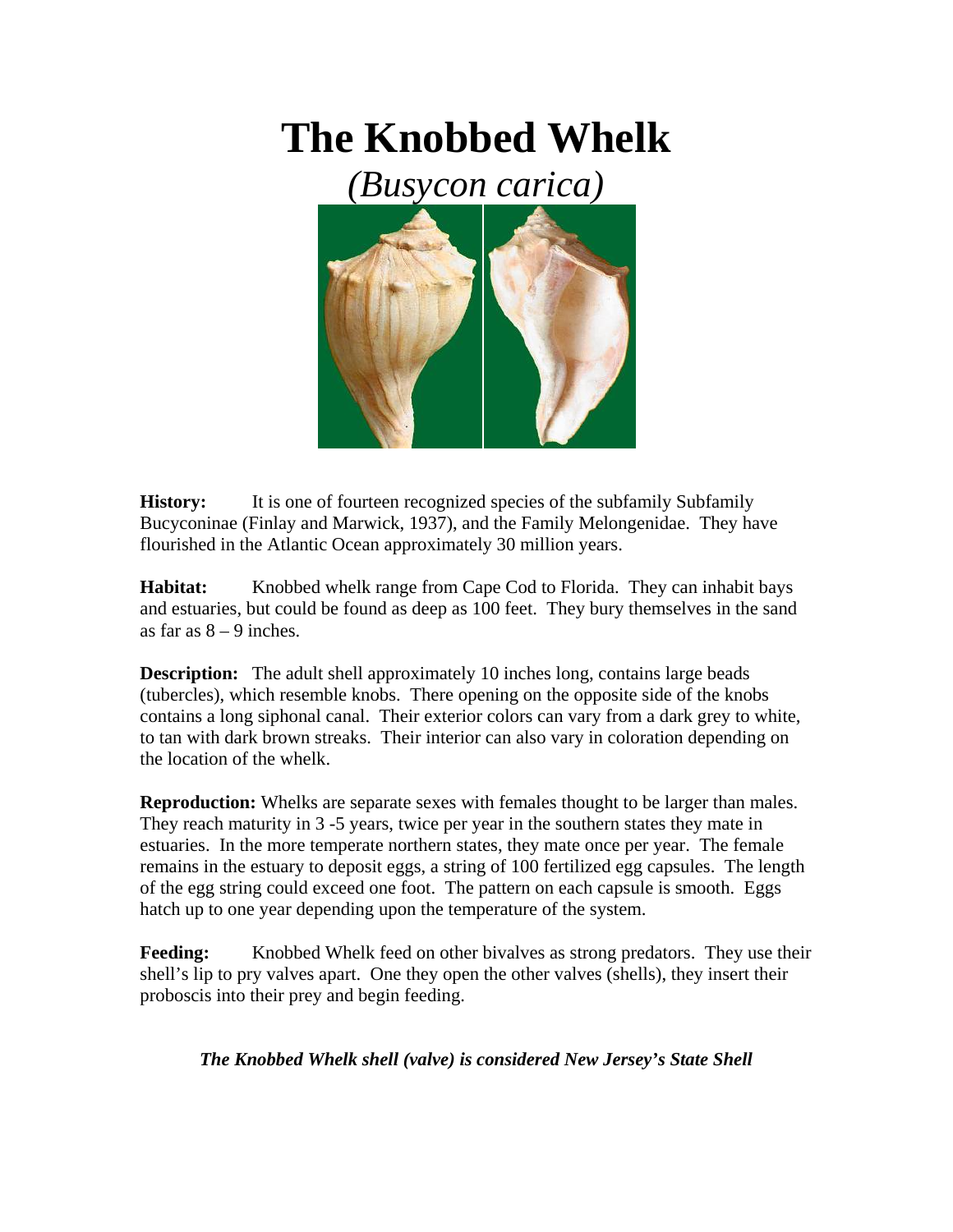# The Knobbed Whelk

*(Busycon carica)*

**History:** It is one of fourteen recognized species of the subfamily Subfamily Bucyconinae (Finlay and Marwick, 1937), and the Family Melongenidae. They have flourished in the Atlantic Ocean approximately 30 million years.

**Habitat:** Knobbed whelk range from Cape Cod to Florida. They can inhabit bays and estuaries, but could be found as deep as 100 feet. They bury themselves in the sand as far as 8 – 9 inches.

**Description:** The adult shell approximately 10 inches long, contains large beads (tubercles), which resemble knobs. There opening on the opposite side of the knobs contains a long siphonal canal. Their exterior colors can vary from a dark grey to white, to tan with dark brown streaks. Their interior can also vary in coloration depending on the location of the whelk.

**Reproduction:** Whelks are separate sexes with females thought to be larger than males. They reach maturity in 3 -5 years, twice per year in the southern states they mate in estuaries. In the more temperate northern states, they mate once per year. The female remains in the estuary to deposit eggs, a string of 100 fertilized egg capsules. The length of the egg string could exceed one foot. The pattern on each capsule is smooth. Eggs hatch up to one year depending upon the temperature of the system.

**Feeding:** Knobbed Whelk feed on other bivalves as strong predators. They use their shell's lip to pry valves apart. One they open the other valves (shells), they insert their proboscis into their prey and begin feeding.

***The Knobbed Whelk shell (valve) is considered New Jersey's State Shell***